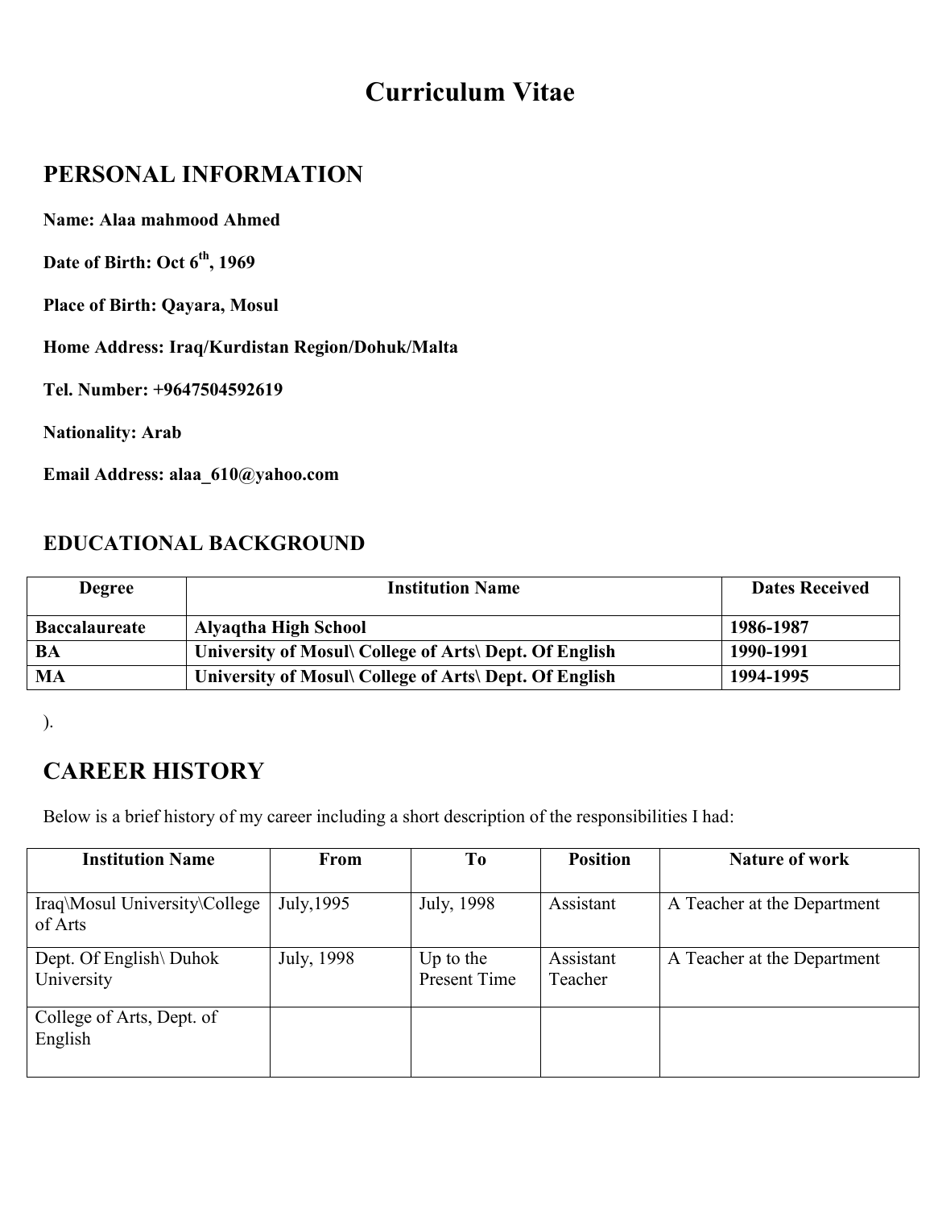# Curriculum Vitae

## PERSONAL INFORMATION

**Name: Alaa mahmood Ahmed**

**Date of Birth: Oct 6th, 1969**

**Place of Birth: Qayara, Mosul**

**Home Address: Iraq/Kurdistan Region/Dohuk/Malta**

**Tel. Number: +9647504592619**

**Nationality: Arab**

**Email Address: alaa_610@yahoo.com**

### EDUCATIONAL BACKGROUND

| Degree | Institution Name | Dates Received |
|---|---|---|
| **Baccalaureate** | **Alyaqtha High School** | **1986-1987** |
| **BA** | **University of Mosul\ College of Arts\ Dept. Of English** | **1990-1991** |
| **MA** | **University of Mosul\ College of Arts\ Dept. Of English** | **1994-1995** |

).

## CAREER HISTORY

Below is a brief history of my career including a short description of the responsibilities I had:

| Institution Name | From | To | Position | Nature of work |
|---|---|---|---|---|
| Iraq\Mosul University\College of Arts | July,1995 | July, 1998 | Assistant | A Teacher at the Department |
| Dept. Of English\ Duhok University | July, 1998 | Up to the Present Time | Assistant Teacher | A Teacher at the Department |
| College of Arts, Dept. of English | | | | |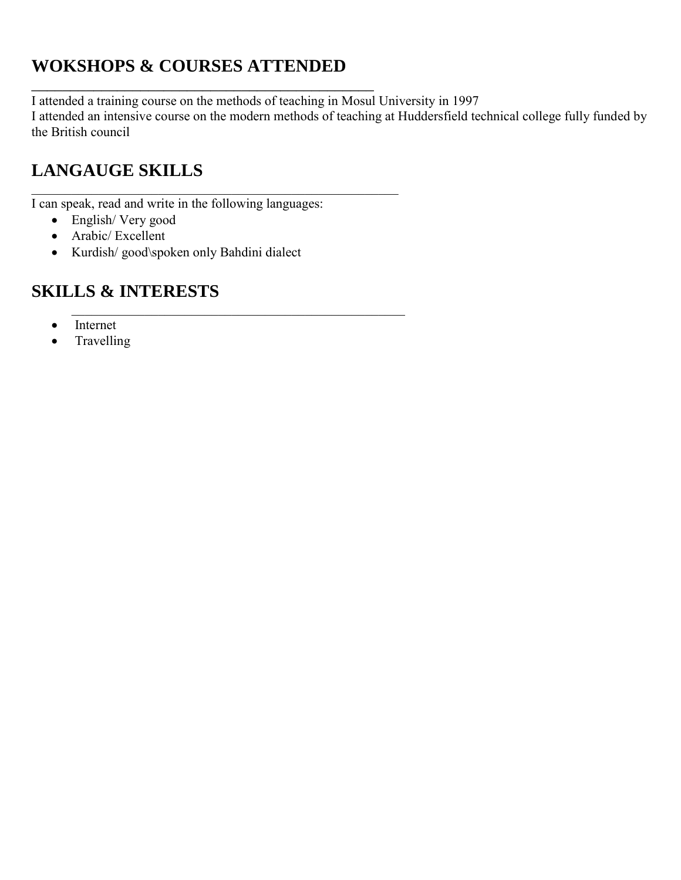## WOKSHOPS & COURSES ATTENDED

I attended a training course on the methods of teaching in Mosul University in 1997
I attended an intensive course on the modern methods of teaching at Huddersfield technical college fully funded by the British council

## LANGAUGE SKILLS

I can speak, read and write in the following languages:

- English/ Very good
- Arabic/ Excellent
- Kurdish/ good\spoken only Bahdini dialect

## SKILLS & INTERESTS

- Internet
- Travelling